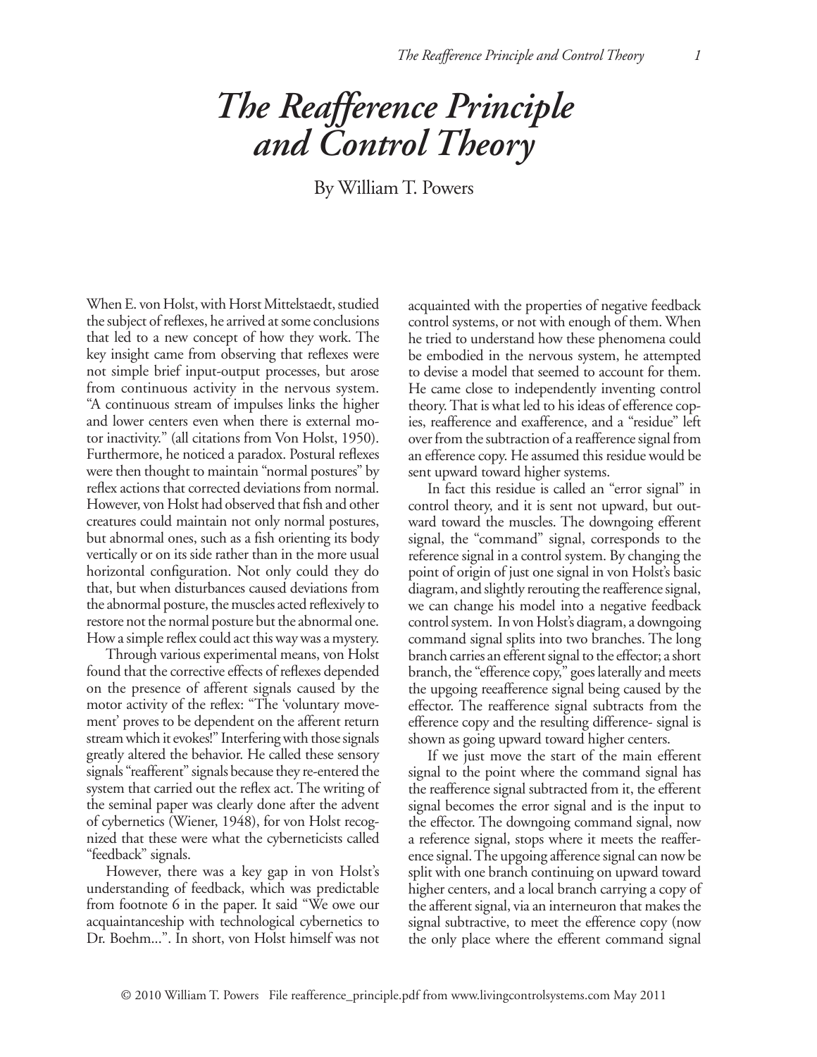# *The Reafference Principle and Control Theory*

By William T. Powers

When E. von Holst, with Horst Mittelstaedt, studied the subject of reflexes, he arrived at some conclusions that led to a new concept of how they work. The key insight came from observing that reflexes were not simple brief input-output processes, but arose from continuous activity in the nervous system. "A continuous stream of impulses links the higher and lower centers even when there is external motor inactivity." (all citations from Von Holst, 1950). Furthermore, he noticed a paradox. Postural reflexes were then thought to maintain "normal postures" by reflex actions that corrected deviations from normal. However, von Holst had observed that fish and other creatures could maintain not only normal postures, but abnormal ones, such as a fish orienting its body vertically or on its side rather than in the more usual horizontal configuration. Not only could they do that, but when disturbances caused deviations from the abnormal posture, the muscles acted reflexively to restore not the normal posture but the abnormal one. How a simple reflex could act this way was a mystery.

Through various experimental means, von Holst found that the corrective effects of reflexes depended on the presence of afferent signals caused by the motor activity of the reflex: "The 'voluntary movement' proves to be dependent on the afferent return stream which it evokes!" Interfering with those signals greatly altered the behavior. He called these sensory signals "reafferent" signals because they re-entered the system that carried out the reflex act. The writing of the seminal paper was clearly done after the advent of cybernetics (Wiener, 1948), for von Holst recognized that these were what the cyberneticists called "feedback" signals.

However, there was a key gap in von Holst's understanding of feedback, which was predictable from footnote 6 in the paper. It said "We owe our acquaintanceship with technological cybernetics to Dr. Boehm...". In short, von Holst himself was not acquainted with the properties of negative feedback control systems, or not with enough of them. When he tried to understand how these phenomena could be embodied in the nervous system, he attempted to devise a model that seemed to account for them. He came close to independently inventing control theory. That is what led to his ideas of efference copies, reafference and exafference, and a "residue" left over from the subtraction of a reafference signal from an efference copy. He assumed this residue would be sent upward toward higher systems.

In fact this residue is called an "error signal" in control theory, and it is sent not upward, but outward toward the muscles. The downgoing efferent signal, the "command" signal, corresponds to the reference signal in a control system. By changing the point of origin of just one signal in von Holst's basic diagram, and slightly rerouting the reafference signal, we can change his model into a negative feedback control system. In von Holst's diagram, a downgoing command signal splits into two branches. The long branch carries an efferent signal to the effector; a short branch, the "efference copy," goes laterally and meets the upgoing reeafference signal being caused by the effector. The reafference signal subtracts from the efference copy and the resulting difference- signal is shown as going upward toward higher centers.

If we just move the start of the main efferent signal to the point where the command signal has the reafference signal subtracted from it, the efferent signal becomes the error signal and is the input to the effector. The downgoing command signal, now a reference signal, stops where it meets the reafference signal. The upgoing afference signal can now be split with one branch continuing on upward toward higher centers, and a local branch carrying a copy of the afferent signal, via an interneuron that makes the signal subtractive, to meet the efference copy (now the only place where the efferent command signal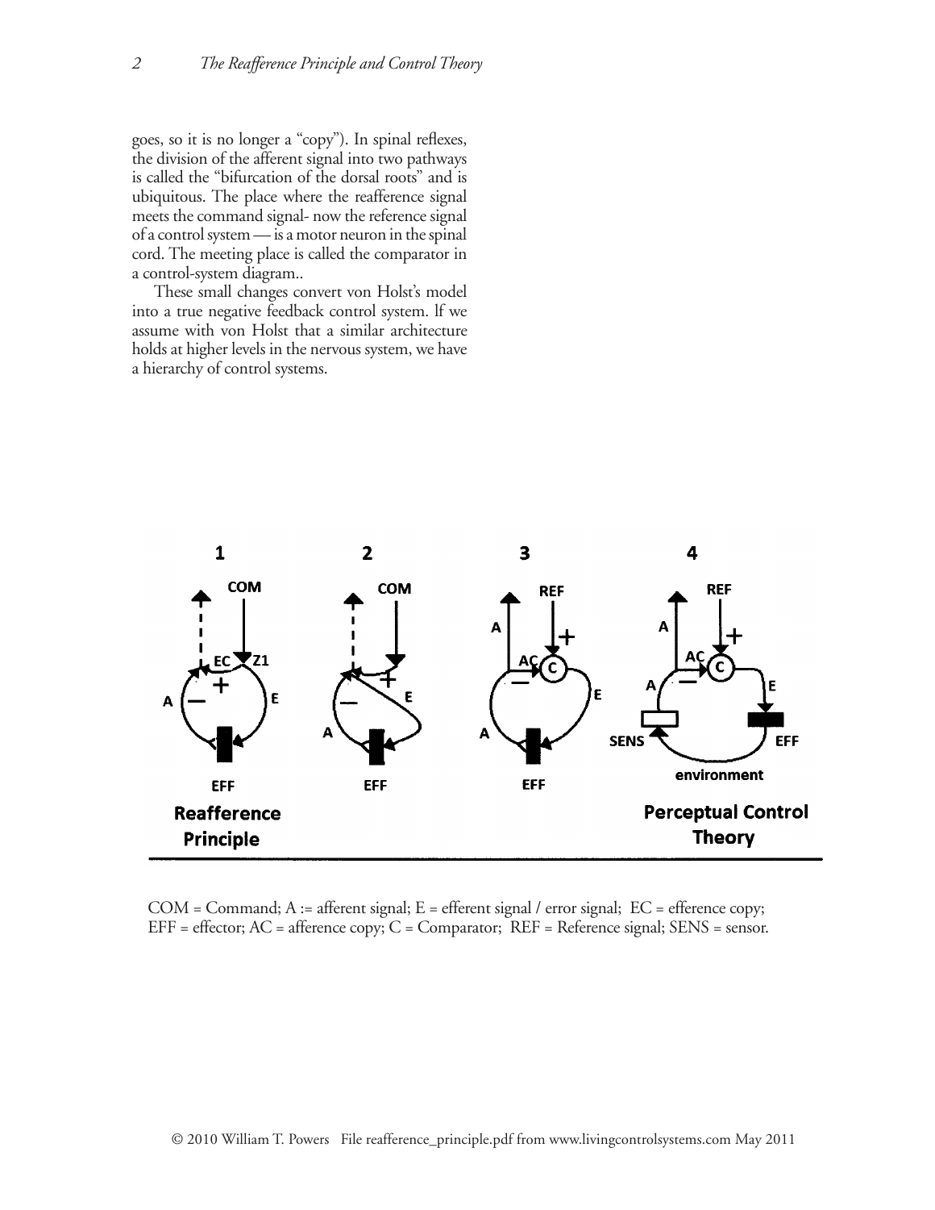goes, so it is no longer a “copy”). In spinal reflexes, the division of the afferent signal into two pathways is called the “bifurcation of the dorsal roots” and is ubiquitous. The place where the reafference signal meets the command signal- now the reference signal of a control system — is a motor neuron in the spinal cord. The meeting place is called the comparator in a control-system diagram..

These small changes convert von Holst’s model into a true negative feedback control system. lf we assume with von Holst that a similar architecture holds at higher levels in the nervous system, we have a hierarchy of control systems.

1
COM
EC
Z1
A
E
EFF
Reafference Principle

2
COM
A
E
EFF

3
REF
A
AC
C
E
A
EFF

4
REF
A
AC
C
A
E
SENS
EFF
environment
Perceptual Control Theory

COM = Command; A := afferent signal; E = efferent signal / error signal; EC = efference copy; EFF = effector; AC = afference copy; C = Comparator; REF = Reference signal; SENS = sensor.